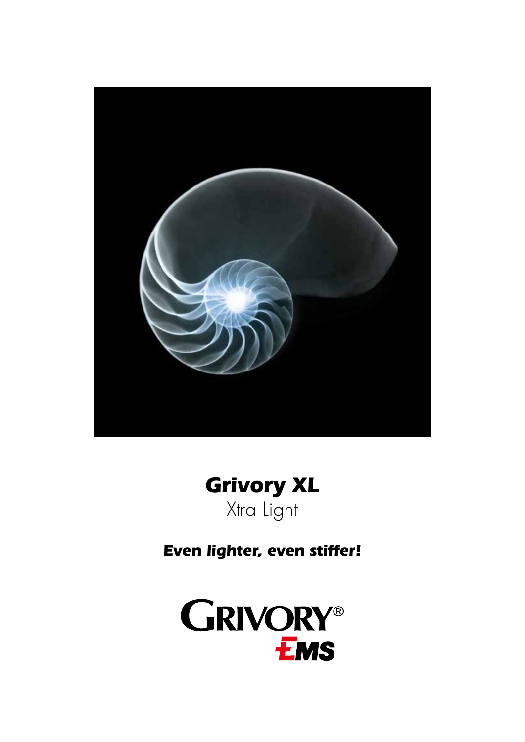# Grivory XL

Xtra Light

***Even lighter, even stiffer!***

GRIVORY®

EMS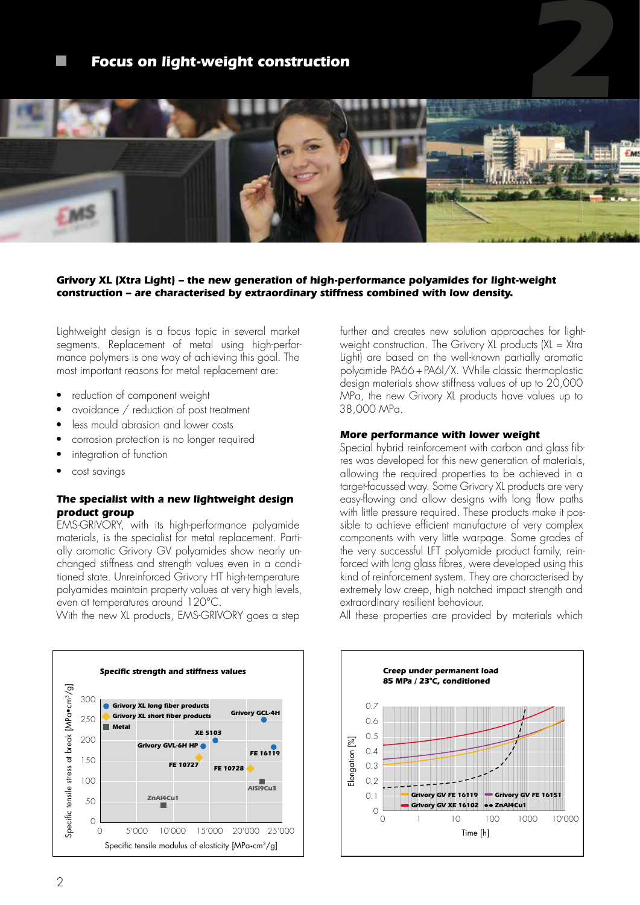# Focus on light-weight construction

***Grivory XL (Xtra Light) – the new generation of high-performance polyamides for light-weight construction – are characterised by extraordinary stiffness combined with low density.***

Lightweight design is a focus topic in several market segments. Replacement of metal using high-performance polymers is one way of achieving this goal. The most important reasons for metal replacement are:

- reduction of component weight
- avoidance / reduction of post treatment
- less mould abrasion and lower costs
- corrosion protection is no longer required
- integration of function
- cost savings

### The specialist with a new lightweight design product group

EMS-GRIVORY, with its high-performance polyamide materials, is the specialist for metal replacement. Partially aromatic Grivory GV polyamides show nearly unchanged stiffness and strength values even in a conditioned state. Unreinforced Grivory HT high-temperature polyamides maintain property values at very high levels, even at temperatures around 120°C.

With the new XL products, EMS-GRIVORY goes a step further and creates new solution approaches for light-weight construction. The Grivory XL products (XL = Xtra Light) are based on the well-known partially aromatic polyamide PA66+PA6I/X. While classic thermoplastic design materials show stiffness values of up to 20,000 MPa, the new Grivory XL products have values up to 38,000 MPa.

### More performance with lower weight

Special hybrid reinforcement with carbon and glass fibres was developed for this new generation of materials, allowing the required properties to be achieved in a target-focussed way. Some Grivory XL products are very easy-flowing and allow designs with long flow paths with little pressure required. These products make it possible to achieve efficient manufacture of very complex components with very little warpage. Some grades of the very successful LFT polyamide product family, reinforced with long glass fibres, were developed using this kind of reinforcement system. They are characterised by extremely low creep, high notched impact strength and extraordinary resilient behaviour.

All these properties are provided by materials which

**Specific strength and stiffness values**

Legend: Grivory XL long fiber products; Grivory XL short fiber products; Metal

| Material | Specific tensile modulus of elasticity [MPa•cm³/g] (approx.) | Specific tensile stress at break [MPa•cm³/g] (approx.) |
|---|---|---|
| Grivory GCL-4H | 22'000 | 250 |
| XE 5103 | 15'000 | 205 |
| Grivory GVL-6H HP | 14'000 | 190 |
| FE 16119 | 24'000 | 190 |
| FE 10727 | 13'500 | 165 |
| FE 10728 | 20'500 | 130 |
| AlSi9Cu3 | 22'000 | 110 |
| ZnAl4Cu1 | 8'500 | 50 |

**Creep under permanent load**
**85 MPa / 23°C, conditioned**

Elongation [%] vs. Time [h] (0 – 10'000 h); curves: Grivory GV FE 16119, Grivory GV FE 16151, Grivory GV XE 16102, ZnAl4Cu1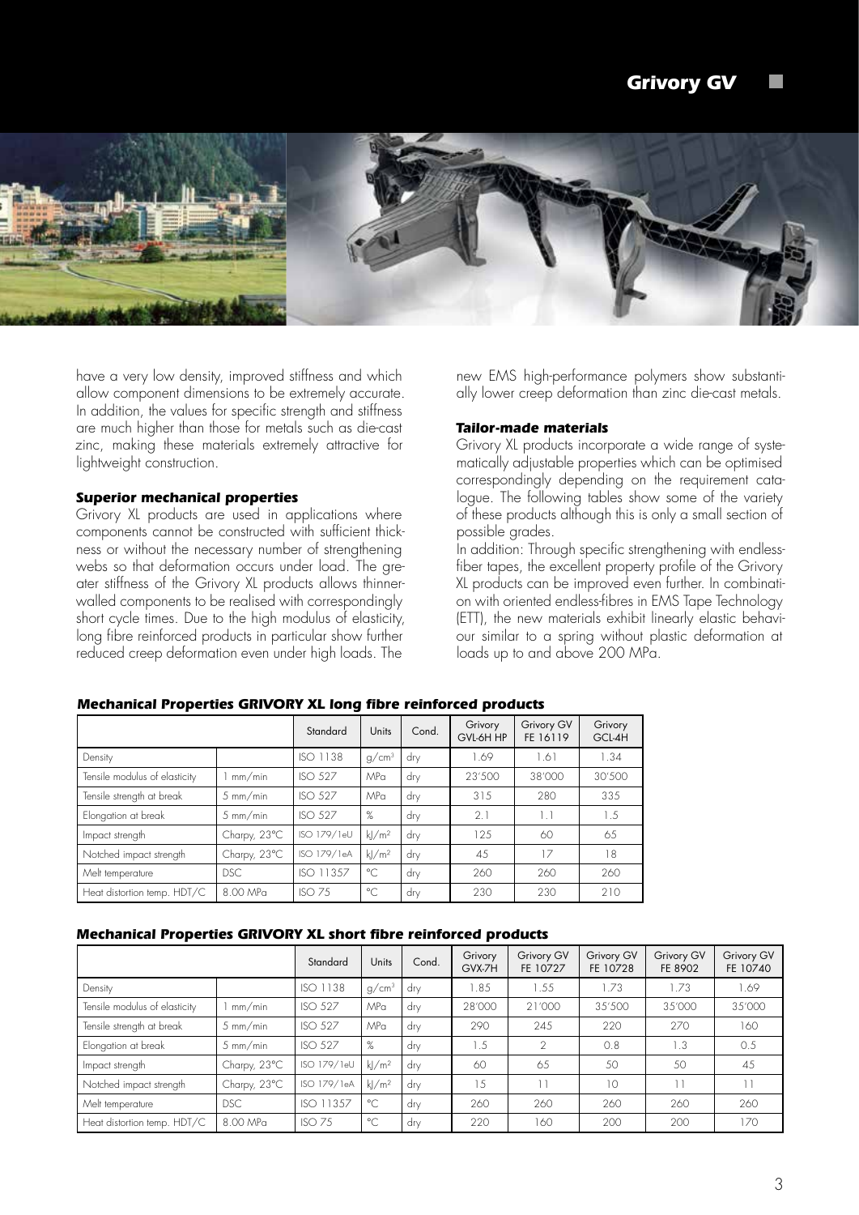have a very low density, improved stiffness and which allow component dimensions to be extremely accurate. In addition, the values for specific strength and stiffness are much higher than those for metals such as die-cast zinc, making these materials extremely attractive for lightweight construction.

### *Superior mechanical properties*

Grivory XL products are used in applications where components cannot be constructed with sufficient thickness or without the necessary number of strengthening webs so that deformation occurs under load. The greater stiffness of the Grivory XL products allows thinner-walled components to be realised with correspondingly short cycle times. Due to the high modulus of elasticity, long fibre reinforced products in particular show further reduced creep deformation even under high loads. The new EMS high-performance polymers show substantially lower creep deformation than zinc die-cast metals.

### *Tailor-made materials*

Grivory XL products incorporate a wide range of systematically adjustable properties which can be optimised correspondingly depending on the requirement catalogue. The following tables show some of the variety of these products although this is only a small section of possible grades.

In addition: Through specific strengthening with endless-fiber tapes, the excellent property profile of the Grivory XL products can be improved even further. In combination with oriented endless-fibres in EMS Tape Technology (ETT), the new materials exhibit linearly elastic behaviour similar to a spring without plastic deformation at loads up to and above 200 MPa.

### *Mechanical Properties GRIVORY XL long fibre reinforced products*

| | | Standard | Units | Cond. | Grivory GVL-6H HP | Grivory GV FE 16119 | Grivory GCL-4H |
|---|---|---|---|---|---|---|---|
| Density | | ISO 1138 | g/cm³ | dry | 1.69 | 1.61 | 1.34 |
| Tensile modulus of elasticity | 1 mm/min | ISO 527 | MPa | dry | 23'500 | 38'000 | 30'500 |
| Tensile strength at break | 5 mm/min | ISO 527 | MPa | dry | 315 | 280 | 335 |
| Elongation at break | 5 mm/min | ISO 527 | % | dry | 2.1 | 1.1 | 1.5 |
| Impact strength | Charpy, 23°C | ISO 179/1eU | kJ/m² | dry | 125 | 60 | 65 |
| Notched impact strength | Charpy, 23°C | ISO 179/1eA | kJ/m² | dry | 45 | 17 | 18 |
| Melt temperature | DSC | ISO 11357 | °C | dry | 260 | 260 | 260 |
| Heat distortion temp. HDT/C | 8.00 MPa | ISO 75 | °C | dry | 230 | 230 | 210 |

### *Mechanical Properties GRIVORY XL short fibre reinforced products*

| | | Standard | Units | Cond. | Grivory GVX-7H | Grivory GV FE 10727 | Grivory GV FE 10728 | Grivory GV FE 8902 | Grivory GV FE 10740 |
|---|---|---|---|---|---|---|---|---|---|
| Density | | ISO 1138 | g/cm³ | dry | 1.85 | 1.55 | 1.73 | 1.73 | 1.69 |
| Tensile modulus of elasticity | 1 mm/min | ISO 527 | MPa | dry | 28'000 | 21'000 | 35'500 | 35'000 | 35'000 |
| Tensile strength at break | 5 mm/min | ISO 527 | MPa | dry | 290 | 245 | 220 | 270 | 160 |
| Elongation at break | 5 mm/min | ISO 527 | % | dry | 1.5 | 2 | 0.8 | 1.3 | 0.5 |
| Impact strength | Charpy, 23°C | ISO 179/1eU | kJ/m² | dry | 60 | 65 | 50 | 50 | 45 |
| Notched impact strength | Charpy, 23°C | ISO 179/1eA | kJ/m² | dry | 15 | 11 | 10 | 11 | 11 |
| Melt temperature | DSC | ISO 11357 | °C | dry | 260 | 260 | 260 | 260 | 260 |
| Heat distortion temp. HDT/C | 8.00 MPa | ISO 75 | °C | dry | 220 | 160 | 200 | 200 | 170 |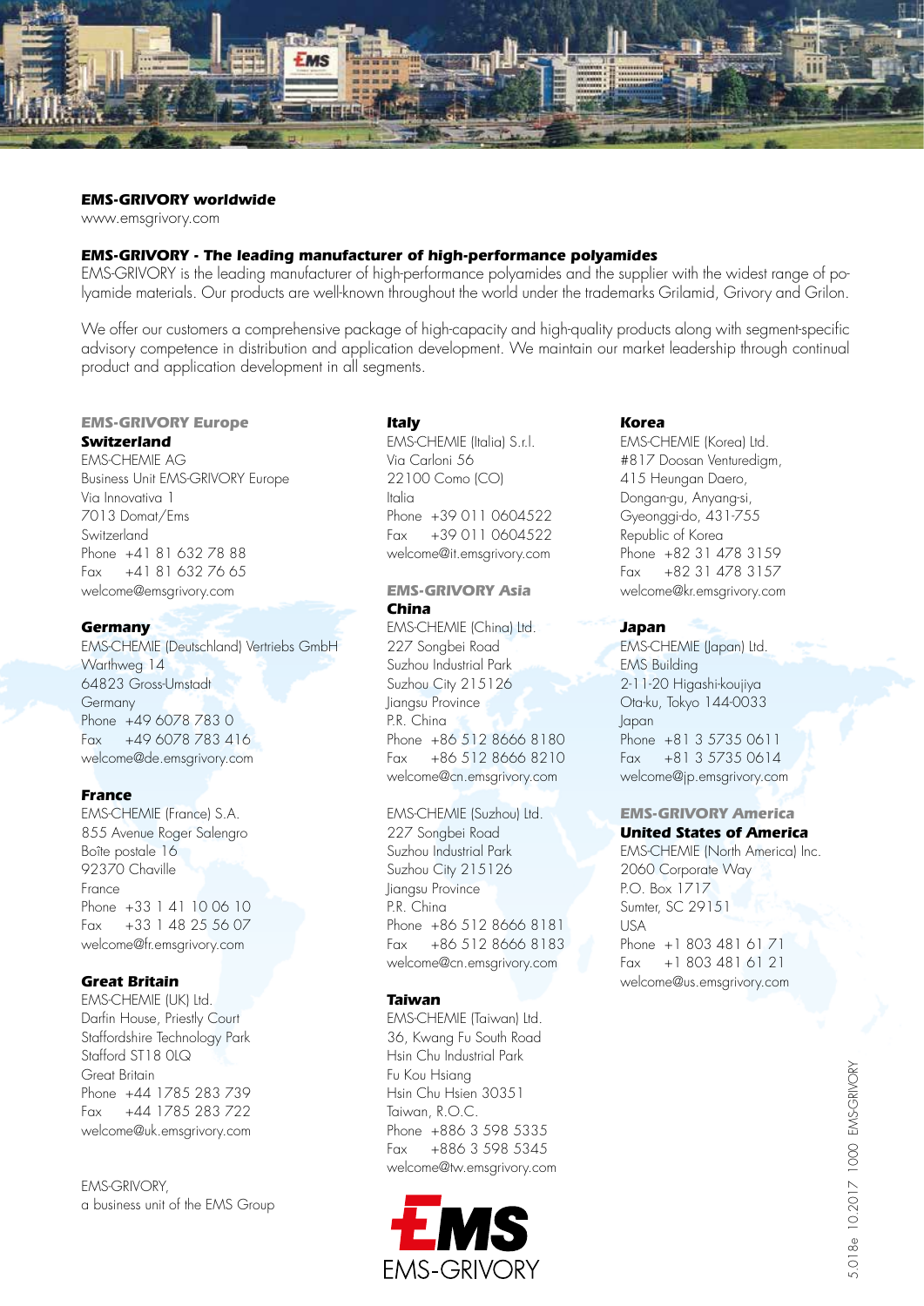### EMS-GRIVORY worldwide

www.emsgrivory.com

### EMS-GRIVORY - The leading manufacturer of high-performance polyamides

EMS-GRIVORY is the leading manufacturer of high-performance polyamides and the supplier with the widest range of polyamide materials. Our products are well-known throughout the world under the trademarks Grilamid, Grivory and Grilon.

We offer our customers a comprehensive package of high-capacity and high-quality products along with segment-specific advisory competence in distribution and application development. We maintain our market leadership through continual product and application development in all segments.

#### EMS-GRIVORY Europe

**Switzerland**
EMS-CHEMIE AG
Business Unit EMS-GRIVORY Europe
Via Innovativa 1
7013 Domat/Ems
Switzerland
Phone +41 81 632 78 88
Fax +41 81 632 76 65
welcome@emsgrivory.com

**Germany**
EMS-CHEMIE (Deutschland) Vertriebs GmbH
Warthweg 14
64823 Gross-Umstadt
Germany
Phone +49 6078 783 0
Fax +49 6078 783 416
welcome@de.emsgrivory.com

**France**
EMS-CHEMIE (France) S.A.
855 Avenue Roger Salengro
Boîte postale 16
92370 Chaville
France
Phone +33 1 41 10 06 10
Fax +33 1 48 25 56 07
welcome@fr.emsgrivory.com

**Great Britain**
EMS-CHEMIE (UK) Ltd.
Darfin House, Priestly Court
Staffordshire Technology Park
Stafford ST18 0LQ
Great Britain
Phone +44 1785 283 739
Fax +44 1785 283 722
welcome@uk.emsgrivory.com

EMS-GRIVORY,
a business unit of the EMS Group

**Italy**
EMS-CHEMIE (Italia) S.r.l.
Via Carloni 56
22100 Como (CO)
Italia
Phone +39 011 0604522
Fax +39 011 0604522
welcome@it.emsgrivory.com

#### EMS-GRIVORY Asia

**China**
EMS-CHEMIE (China) Ltd.
227 Songbei Road
Suzhou Industrial Park
Suzhou City 215126
Jiangsu Province
P.R. China
Phone +86 512 8666 8180
Fax +86 512 8666 8210
welcome@cn.emsgrivory.com

EMS-CHEMIE (Suzhou) Ltd.
227 Songbei Road
Suzhou Industrial Park
Suzhou City 215126
Jiangsu Province
P.R. China
Phone +86 512 8666 8181
Fax +86 512 8666 8183
welcome@cn.emsgrivory.com

**Taiwan**
EMS-CHEMIE (Taiwan) Ltd.
36, Kwang Fu South Road
Hsin Chu Industrial Park
Fu Kou Hsiang
Hsin Chu Hsien 30351
Taiwan, R.O.C.
Phone +886 3 598 5335
Fax +886 3 598 5345
welcome@tw.emsgrivory.com

**Korea**
EMS-CHEMIE (Korea) Ltd.
#817 Doosan Venturedigm,
415 Heungan Daero,
Dongan-gu, Anyang-si,
Gyeonggi-do, 431-755
Republic of Korea
Phone +82 31 478 3159
Fax +82 31 478 3157
welcome@kr.emsgrivory.com

**Japan**
EMS-CHEMIE (Japan) Ltd.
EMS Building
2-11-20 Higashi-koujiya
Ota-ku, Tokyo 144-0033
Japan
Phone +81 3 5735 0611
Fax +81 3 5735 0614
welcome@jp.emsgrivory.com

#### EMS-GRIVORY America

**United States of America**
EMS-CHEMIE (North America) Inc.
2060 Corporate Way
P.O. Box 1717
Sumter, SC 29151
USA
Phone +1 803 481 61 71
Fax +1 803 481 61 21
welcome@us.emsgrivory.com

EMS-GRIVORY

5.018e 10.2017 1000 EMS-GRIVORY